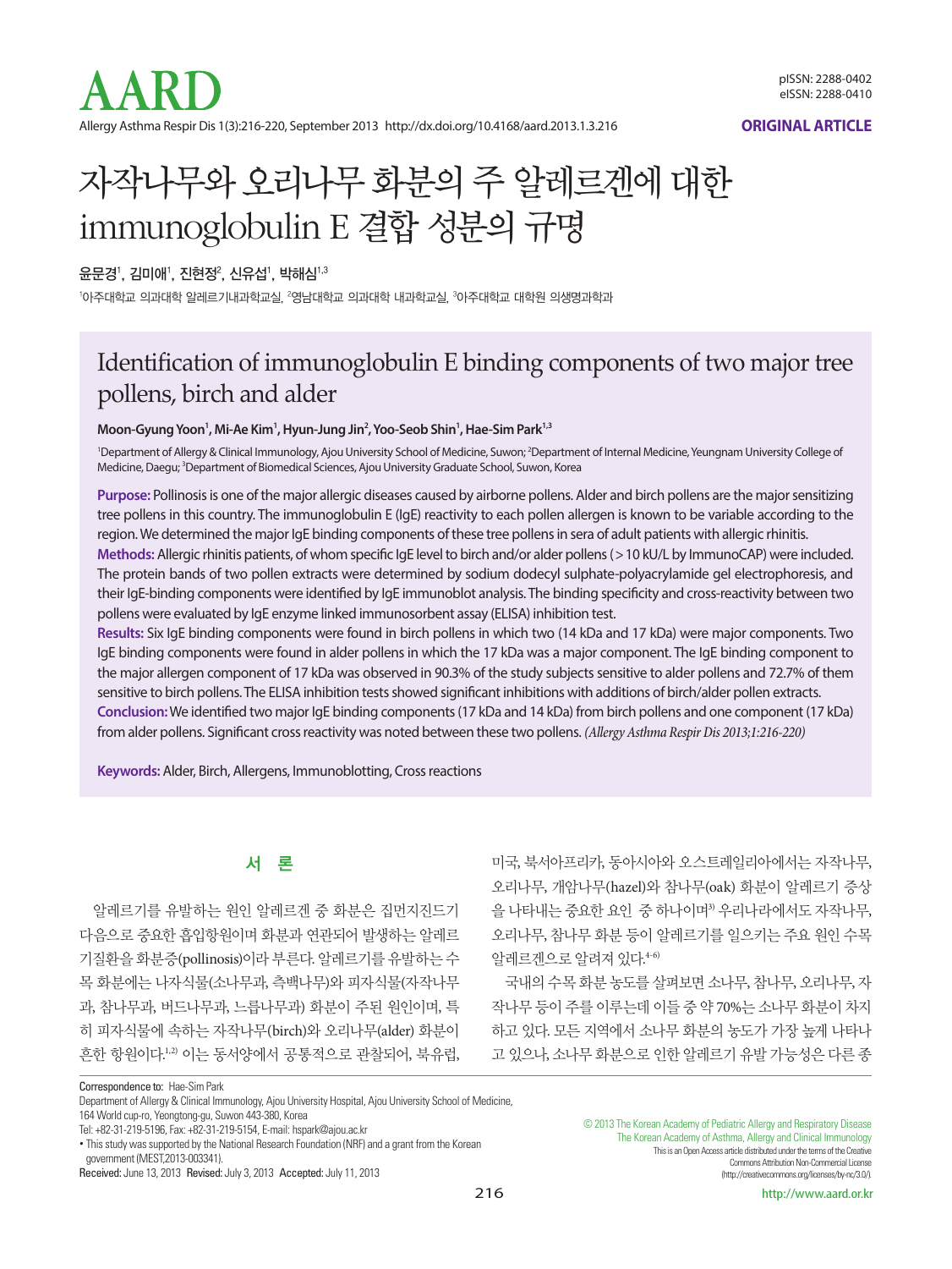ORIGINAL ARTICLE

# 자작나무와 오리나무 화분의 주 알레르겐에 대한 immunoglobulin E 결합 성분의 규명

윤문경[1], 김미애[1], 진현정[2], 신유섭[1], 박해심[1,3]

[1]아주대학교 의과대학 알레르기내과학교실, [2]영남대학교 의과대학 내과학교실, [3]아주대학교 대학원 의생명과학학과

## Identification of immunoglobulin E binding components of two major tree pollens, birch and alder

**Moon-Gyung Yoon[1], Mi-Ae Kim[1], Hyun-Jung Jin[2], Yoo-Seob Shin[1], Hae-Sim Park[1,3]**

[1]Department of Allergy & Clinical Immunology, Ajou University School of Medicine, Suwon; [2]Department of Internal Medicine, Yeungnam University College of Medicine, Daegu; [3]Department of Biomedical Sciences, Ajou University Graduate School, Suwon, Korea

**Purpose:** Pollinosis is one of the major allergic diseases caused by airborne pollens. Alder and birch pollens are the major sensitizing tree pollens in this country. The immunoglobulin E (IgE) reactivity to each pollen allergen is known to be variable according to the region. We determined the major IgE binding components of these tree pollens in sera of adult patients with allergic rhinitis.

**Methods:** Allergic rhinitis patients, of whom specific IgE level to birch and/or alder pollens (>10 kU/L by ImmunoCAP) were included. The protein bands of two pollen extracts were determined by sodium dodecyl sulphate-polyacrylamide gel electrophoresis, and their IgE-binding components were identified by IgE immunoblot analysis. The binding specificity and cross-reactivity between two pollens were evaluated by IgE enzyme linked immunosorbent assay (ELISA) inhibition test.

**Results:** Six IgE binding components were found in birch pollens in which two (14 kDa and 17 kDa) were major components. Two IgE binding components were found in alder pollens in which the 17 kDa was a major component. The IgE binding component to the major allergen component of 17 kDa was observed in 90.3% of the study subjects sensitive to alder pollens and 72.7% of them sensitive to birch pollens. The ELISA inhibition tests showed significant inhibitions with additions of birch/alder pollen extracts.

**Conclusion:** We identified two major IgE binding components (17 kDa and 14 kDa) from birch pollens and one component (17 kDa) from alder pollens. Significant cross reactivity was noted between these two pollens. *(Allergy Asthma Respir Dis 2013;1:216-220)*

**Keywords:** Alder, Birch, Allergens, Immunoblotting, Cross reactions

## 서 론

알레르기를 유발하는 원인 알레르겐 중 화분은 집먼지진드기 다음으로 중요한 흡입항원이며 화분과 연관되어 발생하는 알레르기질환을 화분증(pollinosis)이라 부른다. 알레르기를 유발하는 수목 화분에는 나자식물(소나무과, 측백나무)와 피자식물(자작나무과, 참나무과, 버드나무과, 느릅나무과) 화분이 주된 원인이며, 특히 피자식물에 속하는 자작나무(birch)와 오리나무(alder) 화분이 흔한 항원이다.[1,2] 이는 동서양에서 공통적으로 관찰되어, 북유럽, 미국, 북서아프리카, 동아시아와 오스트레일리아에서는 자작나무, 오리나무, 개암나무(hazel)와 참나무(oak) 화분이 알레르기 증상을 나타내는 중요한 요인 중 하나이며[3] 우리나라에서도 자작나무, 오리나무, 참나무 화분 등이 알레르기를 일으키는 주요 원인 수목 알레르겐으로 알려져 있다.[4-6]

국내의 수목 화분 농도를 살펴보면 소나무, 참나무, 오리나무, 자작나무 등이 주를 이루는데 이들 중 약 70%는 소나무 화분이 차지하고 있다. 모든 지역에서 소나무 화분의 농도가 가장 높게 나타나고 있으나, 소나무 화분으로 인한 알레르기 유발 가능성은 다른 종

Correspondence to: Hae-Sim Park
Department of Allergy & Clinical Immunology, Ajou University Hospital, Ajou University School of Medicine, 164 World cup-ro, Yeongtong-gu, Suwon 443-380, Korea
Tel: +82-31-219-5196, Fax: +82-31-219-5154, E-mail: hspark@ajou.ac.kr

• This study was supported by the National Research Foundation (NRF) and a grant from the Korean government (MEST,2013-003341).

Received: June 13, 2013 Revised: July 3, 2013 Accepted: July 11, 2013

© 2013 The Korean Academy of Pediatric Allergy and Respiratory Disease
The Korean Academy of Asthma, Allergy and Clinical Immunology
This is an Open Access article distributed under the terms of the Creative Commons Attribution Non-Commercial License (http://creativecommons.org/licenses/by-nc/3.0/).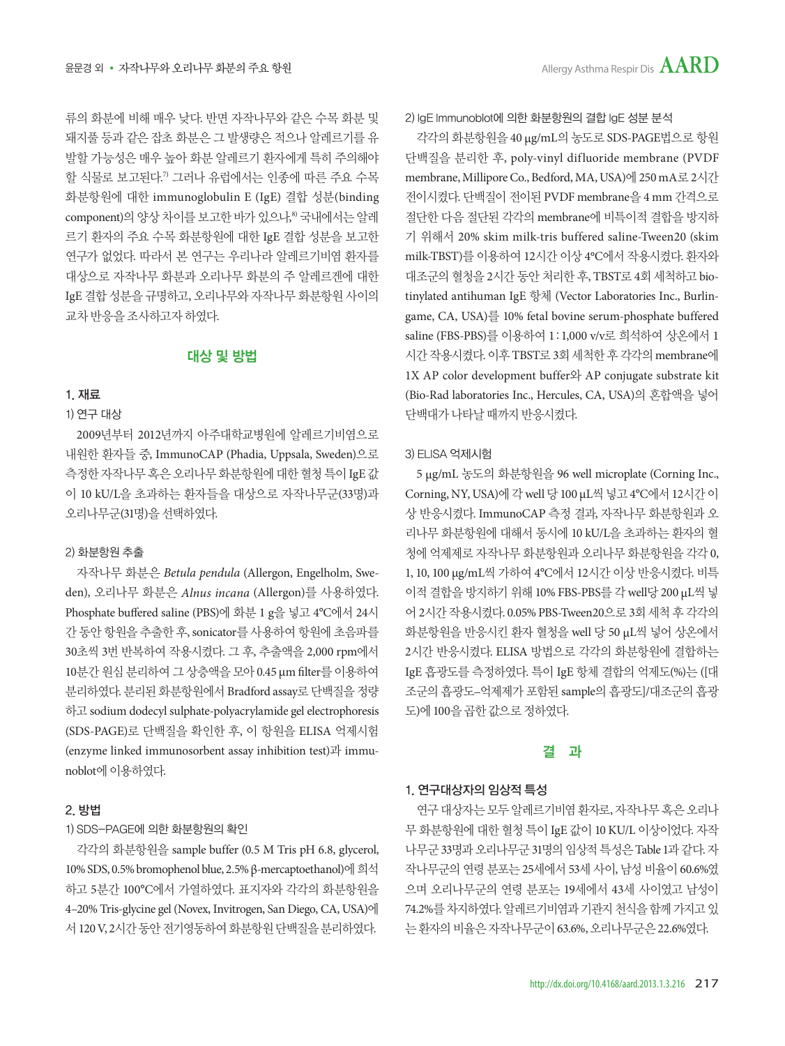류의 화분에 비해 매우 낮다. 반면 자작나무와 같은 수목 화분 및 돼지풀 등과 같은 잡초 화분은 그 발생량은 적으나 알레르기를 유발할 가능성은 매우 높아 화분 알레르기 환자에게 특히 주의해야 할 식물로 보고된다.[7] 그러나 유럽에서는 인종에 따른 주요 수목 화분항원에 대한 immunoglobulin E (IgE) 결합 성분(binding component)의 양상 차이를 보고한 바가 있으나,[8] 국내에서는 알레르기 환자의 주요 수목 화분항원에 대한 IgE 결합 성분을 보고한 연구가 없었다. 따라서 본 연구는 우리나라 알레르기비염 환자를 대상으로 자작나무 화분과 오리나무 화분의 주 알레르겐에 대한 IgE 결합 성분을 규명하고, 오리나무와 자작나무 화분항원 사이의 교차 반응을 조사하고자 하였다.

## 대상 및 방법

### 1. 재료

#### 1) 연구 대상

2009년부터 2012년까지 아주대학교병원에 알레르기비염으로 내원한 환자들 중, ImmunoCAP (Phadia, Uppsala, Sweden)으로 측정한 자작나무 혹은 오리나무 화분항원에 대한 혈청 특이 IgE 값이 10 kU/L을 초과하는 환자들을 대상으로 자작나무군(33명)과 오리나무군(31명)을 선택하였다.

#### 2) 화분항원 추출

자작나무 화분은 *Betula pendula* (Allergon, Engelholm, Sweden), 오리나무 화분은 *Alnus incana* (Allergon)를 사용하였다. Phosphate buffered saline (PBS)에 화분 1 g을 넣고 4°C에서 24시간 동안 항원을 추출한 후, sonicator를 사용하여 항원에 초음파를 30초씩 3번 반복하여 작용시켰다. 그 후, 추출액을 2,000 rpm에서 10분간 원심 분리하여 그 상층액을 모아 0.45 μm filter를 이용하여 분리하였다. 분리된 화분항원에서 Bradford assay로 단백질을 정량하고 sodium dodecyl sulphate-polyacrylamide gel electrophoresis (SDS-PAGE)로 단백질을 확인한 후, 이 항원을 ELISA 억제시험(enzyme linked immunosorbent assay inhibition test)과 immunoblot에 이용하였다.

### 2. 방법

#### 1) SDS-PAGE에 의한 화분항원의 확인

각각의 화분항원을 sample buffer (0.5 M Tris pH 6.8, glycerol, 10% SDS, 0.5% bromophenol blue, 2.5% β-mercaptoethanol)에 희석하고 5분간 100°C에서 가열하였다. 표지자와 각각의 화분항원을 4–20% Tris-glycine gel (Novex, Invitrogen, San Diego, CA, USA)에서 120 V, 2시간 동안 전기영동하여 화분항원 단백질을 분리하였다.

#### 2) IgE Immunoblot에 의한 화분항원의 결합 IgE 성분 분석

각각의 화분항원을 40 μg/mL의 농도로 SDS-PAGE법으로 항원 단백질을 분리한 후, poly-vinyl difluoride membrane (PVDF membrane, Millipore Co., Bedford, MA, USA)에 250 mA로 2시간 전이시켰다. 단백질이 전이된 PVDF membrane을 4 mm 간격으로 절단한 다음 절단된 각각의 membrane에 비특이적 결합을 방지하기 위해서 20% skim milk-tris buffered saline-Tween20 (skim milk-TBST)를 이용하여 12시간 이상 4°C에서 작용시켰다. 환자와 대조군의 혈청을 2시간 동안 처리한 후, TBST로 4회 세척하고 biotinylated antihuman IgE 항체 (Vector Laboratories Inc., Burlingame, CA, USA)를 10% fetal bovine serum-phosphate buffered saline (FBS-PBS)를 이용하여 1 : 1,000 v/v로 희석하여 상온에서 1시간 작용시켰다. 이후 TBST로 3회 세척한 후 각각의 membrane에 1X AP color development buffer와 AP conjugate substrate kit (Bio-Rad laboratories Inc., Hercules, CA, USA)의 혼합액을 넣어 단백대가 나타날 때까지 반응시켰다.

#### 3) ELISA 억제시험

5 μg/mL 농도의 화분항원을 96 well microplate (Corning Inc., Corning, NY, USA)에 각 well 당 100 μL씩 넣고 4°C에서 12시간 이상 반응시켰다. ImmunoCAP 측정 결과, 자작나무 화분항원과 오리나무 화분항원에 대해서 동시에 10 kU/L을 초과하는 환자의 혈청에 억제제로 자작나무 화분항원과 오리나무 화분항원을 각각 0, 1, 10, 100 μg/mL씩 가하여 4°C에서 12시간 이상 반응시켰다. 비특이적 결합을 방지하기 위해 10% FBS-PBS를 각 well당 200 μL씩 넣어 2시간 작용시켰다. 0.05% PBS-Tween20으로 3회 세척 후 각각의 화분항원을 반응시킨 환자 혈청을 well 당 50 μL씩 넣어 상온에서 2시간 반응시켰다. ELISA 방법으로 각각의 화분항원에 결합하는 IgE 흡광도를 측정하였다. 특이 IgE 항체 결합의 억제도(%)는 ([대조군의 흡광도–억제제가 포함된 sample의 흡광도]/대조군의 흡광도)에 100을 곱한 값으로 정하였다.

## 결 과

### 1. 연구대상자의 임상적 특성

연구 대상자는 모두 알레르기비염 환자로, 자작나무 혹은 오리나무 화분항원에 대한 혈청 특이 IgE 값이 10 KU/L 이상이었다. 자작나무군 33명과 오리나무군 31명의 임상적 특성은 Table 1과 같다. 자작나무군의 연령 분포는 25세에서 53세 사이, 남성 비율이 60.6%였으며 오리나무군의 연령 분포는 19세에서 43세 사이였고 남성이 74.2%를 차지하였다. 알레르기비염과 기관지 천식을 함께 가지고 있는 환자의 비율은 자작나무군이 63.6%, 오리나무군은 22.6%였다.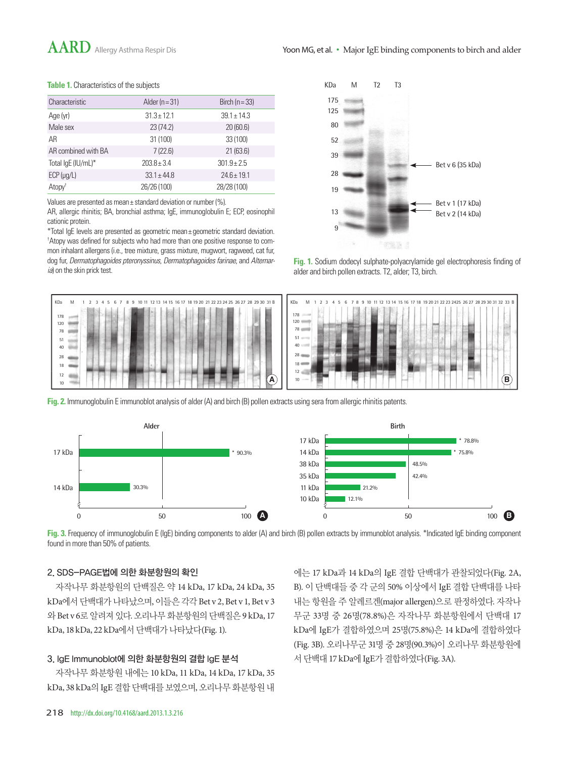**Table 1.** Characteristics of the subjects

| Characteristic | Alder (n=31) | Birch (n=33) |
|---|---|---|
| Age (yr) | 31.3±12.1 | 39.1±14.3 |
| Male sex | 23 (74.2) | 20 (60.6) |
| AR | 31 (100) | 33 (100) |
| AR combined with BA | 7 (22.6) | 21 (63.6) |
| Total IgE (IU/mL)* | 203.8±3.4 | 301.9±2.5 |
| ECP (μg/L) | 33.1±44.8 | 24.6±19.1 |
| Atopy† | 26/26 (100) | 28/28 (100) |

Values are presented as mean±standard deviation or number (%).
AR, allergic rhinitis; BA, bronchial asthma; IgE, immunoglobulin E; ECP, eosinophil cationic protein.
*Total IgE levels are presented as geometric mean±geometric standard deviation.
†Atopy was defined for subjects who had more than one positive response to common inhalant allergens (i.e., tree mixture, grass mixture, mugwort, ragweed, cat fur, dog fur, *Dermatophagoides pteronyssinus*, *Dermatophagoides farinae*, and *Alternaria*) on the skin prick test.

**Fig. 1.** Sodium dodecyl sulphate-polyacrylamide gel electrophoresis finding of alder and birch pollen extracts. T2, alder; T3, birch.

**Fig. 2.** Immunoglobulin E immunoblot analysis of alder (A) and birch (B) pollen extracts using sera from allergic rhinitis patents.

**Fig. 3.** Frequency of immunoglobulin E (IgE) binding components to alder (A) and birch (B) pollen extracts by immunoblot analysis. *Indicated IgE binding component found in more than 50% of patients.

### 2. SDS-PAGE법에 의한 화분항원의 확인

자작나무 화분항원의 단백질은 약 14 kDa, 17 kDa, 24 kDa, 35 kDa에서 단백대가 나타났으며, 이들은 각각 Bet v 2, Bet v 1, Bet v 3와 Bet v 6로 알려져 있다. 오리나무 화분항원의 단백질은 9 kDa, 17 kDa, 18 kDa, 22 kDa에서 단백대가 나타났다(Fig. 1).

### 3. IgE Immunoblot에 의한 화분항원의 결합 IgE 분석

자작나무 화분항원 내에는 10 kDa, 11 kDa, 14 kDa, 17 kDa, 35 kDa, 38 kDa의 IgE 결합 단백대를 보였으며, 오리나무 화분항원 내에는 17 kDa과 14 kDa의 IgE 결합 단백대가 관찰되었다(Fig. 2A, B). 이 단백대들 중 각 군의 50% 이상에서 IgE 결합 단백대를 나타내는 항원을 주 알레르겐(major allergen)으로 판정하였다. 자작나무군 33명 중 26명(78.8%)은 자작나무 화분항원에서 단백대 17 kDa에 IgE가 결합하였으며 25명(75.8%)은 14 kDa에 결합하였다(Fig. 3B). 오리나무군 31명 중 28명(90.3%)이 오리나무 화분항원에서 단백대 17 kDa에 IgE가 결합하였다(Fig. 3A).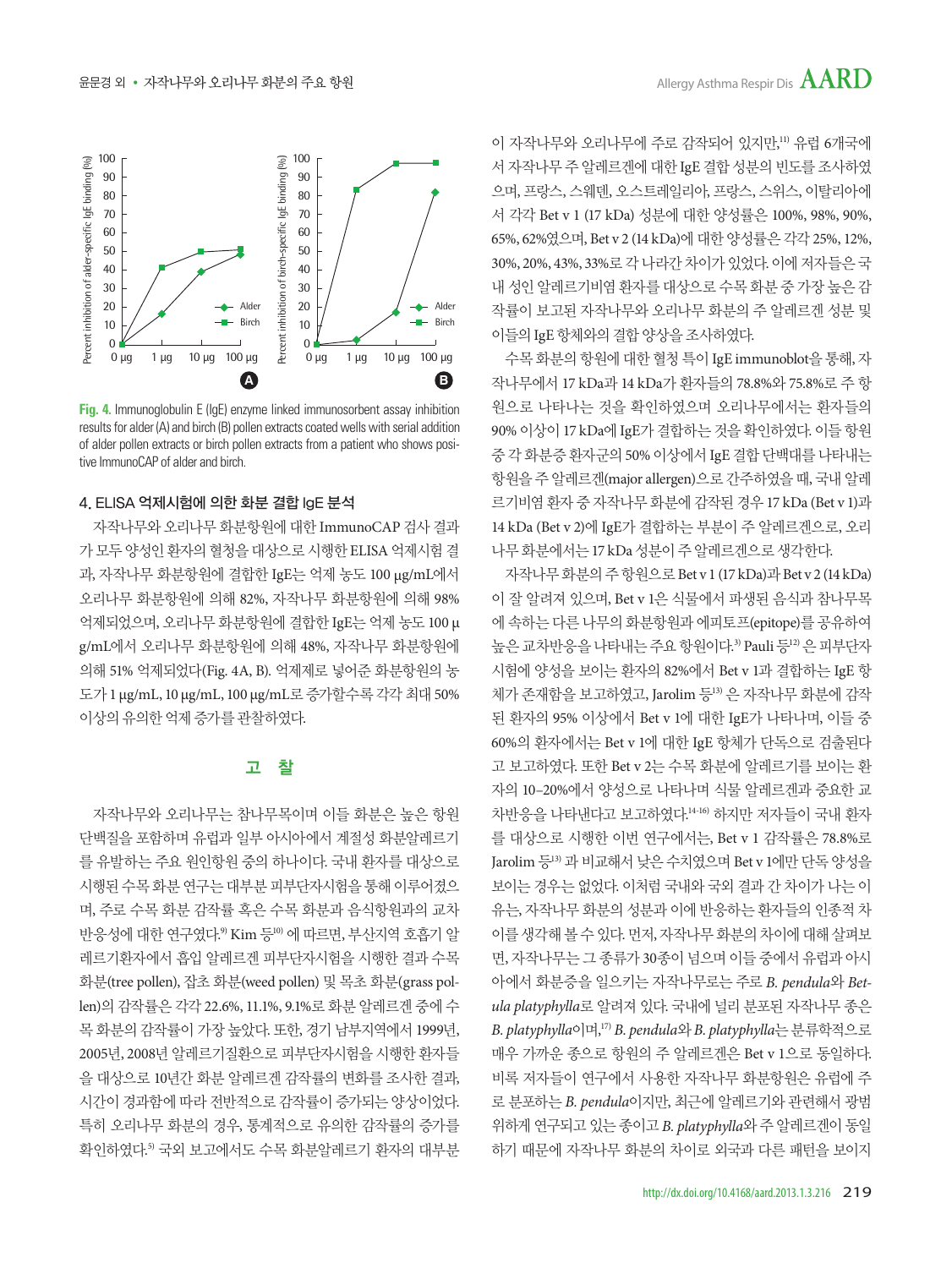Fig. 4. Immunoglobulin E (IgE) enzyme linked immunosorbent assay inhibition results for alder (A) and birch (B) pollen extracts coated wells with serial addition of alder pollen extracts or birch pollen extracts from a patient who shows positive ImmunoCAP of alder and birch.

### 4. ELISA 억제시험에 의한 화분 결합 IgE 분석

자작나무와 오리나무 화분항원에 대한 ImmunoCAP 검사 결과가 모두 양성인 환자의 혈청을 대상으로 시행한 ELISA 억제시험 결과, 자작나무 화분항원에 결합한 IgE는 억제 농도 100 μg/mL에서 오리나무 화분항원에 의해 82%, 자작나무 화분항원에 의해 98% 억제되었으며, 오리나무 화분항원에 결합한 IgE는 억제 농도 100 μg/mL에서 오리나무 화분항원에 의해 48%, 자작나무 화분항원에 의해 51% 억제되었다(Fig. 4A, B). 억제제로 넣어준 화분항원의 농도가 1 μg/mL, 10 μg/mL, 100 μg/mL로 증가할수록 각각 최대 50% 이상의 유의한 억제 증가를 관찰하였다.

## 고 찰

자작나무와 오리나무는 참나무목이며 이들 화분은 높은 항원 단백질을 포함하며 유럽과 일부 아시아에서 계절성 화분알레르기를 유발하는 주요 원인항원 중의 하나이다. 국내 환자를 대상으로 시행된 수목 화분 연구는 대부분 피부단자시험을 통해 이루어졌으며, 주로 수목 화분 감작률 혹은 수목 화분과 음식항원과의 교차반응성에 대한 연구였다.[9] Kim 등[10] 에 따르면, 부산지역 호흡기 알레르기환자에서 흡입 알레르겐 피부단자시험을 시행한 결과 수목 화분(tree pollen), 잡초 화분(weed pollen) 및 목초 화분(grass pollen)의 감작률은 각각 22.6%, 11.1%, 9.1%로 화분 알레르겐 중에 수목 화분의 감작률이 가장 높았다. 또한, 경기 남부지역에서 1999년, 2005년, 2008년 알레르기질환으로 피부단자시험을 시행한 환자들을 대상으로 10년간 화분 알레르겐 감작률의 변화를 조사한 결과, 시간이 경과함에 따라 전반적으로 감작률이 증가되는 양상이었다. 특히 오리나무 화분의 경우, 통계적으로 유의한 감작률의 증가를 확인하였다.[5] 국외 보고에서도 수목 화분알레르기 환자의 대부분이 자작나무와 오리나무에 주로 감작되어 있지만,[11] 유럽 6개국에서 자작나무 주 알레르겐에 대한 IgE 결합 성분의 빈도를 조사하였으며, 프랑스, 스웨덴, 오스트레일리아, 프랑스, 스위스, 이탈리아에서 각각 Bet v 1 (17 kDa) 성분에 대한 양성률은 100%, 98%, 90%, 65%, 62%였으며, Bet v 2 (14 kDa)에 대한 양성률은 각각 25%, 12%, 30%, 20%, 43%, 33%로 각 나라간 차이가 있었다. 이에 저자들은 국내 성인 알레르기비염 환자를 대상으로 수목 화분 중 가장 높은 감작률이 보고된 자작나무와 오리나무 화분의 주 알레르겐 성분 및 이들의 IgE 항체와의 결합 양상을 조사하였다.

수목 화분의 항원에 대한 혈청 특이 IgE immunoblot을 통해, 자작나무에서 17 kDa과 14 kDa가 환자들의 78.8%와 75.8%로 주 항원으로 나타나는 것을 확인하였으며 오리나무에서는 환자들의 90% 이상이 17 kDa에 IgE가 결합하는 것을 확인하였다. 이들 항원 중 각 화분증 환자군의 50% 이상에서 IgE 결합 단백대를 나타내는 항원을 주 알레르겐(major allergen)으로 간주하였을 때, 국내 알레르기비염 환자 중 자작나무 화분에 감작된 경우 17 kDa (Bet v 1)과 14 kDa (Bet v 2)에 IgE가 결합하는 부분이 주 알레르겐으로, 오리나무 화분에서는 17 kDa 성분이 주 알레르겐으로 생각한다.

자작나무 화분의 주 항원으로 Bet v 1 (17 kDa)과 Bet v 2 (14 kDa)이 잘 알려져 있으며, Bet v 1은 식물에서 파생된 음식과 참나무목에 속하는 다른 나무의 화분항원과 에피토프(epitope)를 공유하여 높은 교차반응을 나타내는 주요 항원이다.[3] Pauli 등[12] 은 피부단자시험에 양성을 보이는 환자의 82%에서 Bet v 1과 결합하는 IgE 항체가 존재함을 보고하였고, Jarolim 등[13] 은 자작나무 화분에 감작된 환자의 95% 이상에서 Bet v 1에 대한 IgE가 나타나며, 이들 중 60%의 환자에서는 Bet v 1에 대한 IgE 항체가 단독으로 검출된다고 보고하였다. 또한 Bet v 2는 수목 화분에 알레르기를 보이는 환자의 10–20%에서 양성으로 나타나며 식물 알레르겐과 중요한 교차반응을 나타낸다고 보고하였다.[14-16] 하지만 저자들이 국내 환자를 대상으로 시행한 이번 연구에서는, Bet v 1 감작률은 78.8%로 Jarolim 등[13] 과 비교해서 낮은 수치였으며 Bet v 1에만 단독 양성을 보이는 경우는 없었다. 이처럼 국내와 국외 결과 간 차이가 나는 이유는, 자작나무 화분의 성분과 이에 반응하는 환자들의 인종적 차이를 생각해 볼 수 있다. 먼저, 자작나무 화분의 차이에 대해 살펴보면, 자작나무는 그 종류가 30종이 넘으며 이들 중에서 유럽과 아시아에서 화분증을 일으키는 자작나무로는 주로 *B. pendula*와 *Betula platyphylla*로 알려져 있다. 국내에 널리 분포된 자작나무 종은 *B. platyphylla*이며,[17] *B. pendula*와 *B. platyphylla*는 분류학적으로 매우 가까운 종으로 항원의 주 알레르겐은 Bet v 1으로 동일하다. 비록 저자들이 연구에서 사용한 자작나무 화분항원은 유럽에 주로 분포하는 *B. pendula*이지만, 최근에 알레르기와 관련해서 광범위하게 연구되고 있는 종이고 *B. platyphylla*와 주 알레르겐이 동일하기 때문에 자작나무 화분의 차이로 외국과 다른 패턴을 보이지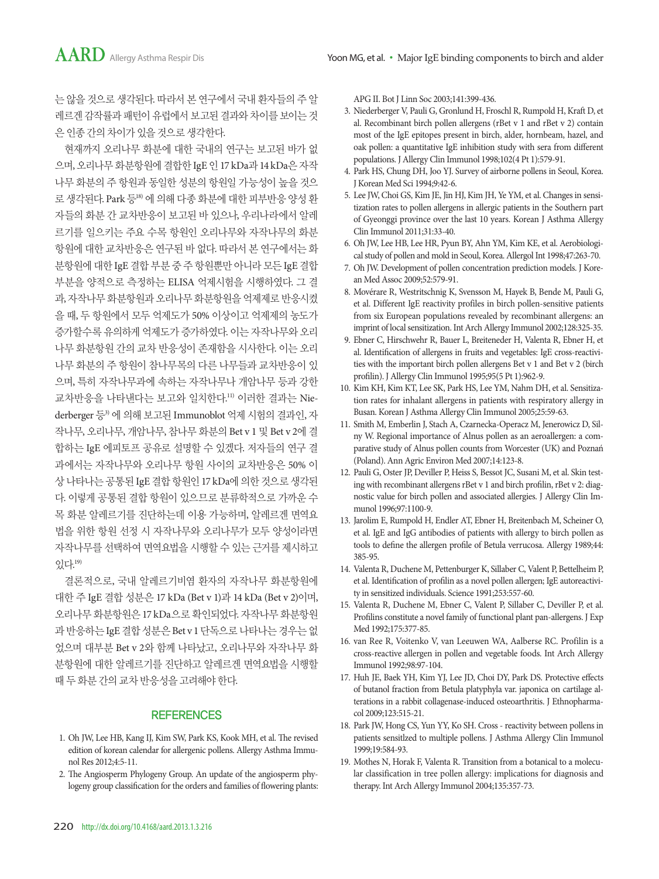는 않을 것으로 생각된다. 따라서 본 연구에서 국내 환자들의 주 알레르겐 감작률과 패턴이 유럽에서 보고된 결과와 차이를 보이는 것은 인종 간의 차이가 있을 것으로 생각한다.

현재까지 오리나무 화분에 대한 국내의 연구는 보고된 바가 없으며, 오리나무 화분항원에 결합한 IgE 인 17 kDa과 14 kDa은 자작나무 화분의 주 항원과 동일한 성분의 항원일 가능성이 높을 것으로 생각된다. Park 등[18] 에 의해 다종 화분에 대한 피부반응 양성 환자들의 화분 간 교차반응이 보고된 바 있으나, 우리나라에서 알레르기를 일으키는 주요 수목 항원인 오리나무와 자작나무의 화분항원에 대한 교차반응은 연구된 바 없다. 따라서 본 연구에서는 화분항원에 대한 IgE 결합 부분 중 주 항원뿐만 아니라 모든 IgE 결합 부분을 양적으로 측정하는 ELISA 억제시험을 시행하였다. 그 결과, 자작나무 화분항원과 오리나무 화분항원을 억제제로 반응시켰을 때, 두 항원에서 모두 억제도가 50% 이상이고 억제제의 농도가 증가할수록 유의하게 억제도가 증가하였다. 이는 자작나무와 오리나무 화분항원 간의 교차 반응성이 존재함을 시사한다. 이는 오리나무 화분의 주 항원이 참나무목의 다른 나무들과 교차반응이 있으며, 특히 자작나무과에 속하는 자작나무나 개암나무 등과 강한 교차반응을 나타낸다는 보고와 일치한다.[11] 이러한 결과는 Niederberger 등[3] 에 의해 보고된 Immunoblot 억제 시험의 결과인, 자작나무, 오리나무, 개암나무, 참나무 화분의 Bet v 1 및 Bet v 2에 결합하는 IgE 에피토프 공유로 설명할 수 있겠다. 저자들의 연구 결과에서는 자작나무와 오리나무 항원 사이의 교차반응은 50% 이상 나타나는 공통된 IgE 결합 항원인 17 kDa에 의한 것으로 생각된다. 이렇게 공통된 결합 항원이 있으므로 분류학적으로 가까운 수목 화분 알레르기를 진단하는데 이용 가능하며, 알레르겐 면역요법을 위한 항원 선정 시 자작나무와 오리나무가 모두 양성이라면 자작나무를 선택하여 면역요법을 시행할 수 있는 근거를 제시하고 있다.[19]

결론적으로, 국내 알레르기비염 환자의 자작나무 화분항원에 대한 주 IgE 결합 성분은 17 kDa (Bet v 1)과 14 kDa (Bet v 2)이며, 오리나무 화분항원은 17 kDa으로 확인되었다. 자작나무 화분항원과 반응하는 IgE 결합 성분은 Bet v 1 단독으로 나타나는 경우는 없었으며 대부분 Bet v 2와 함께 나타났고, 오리나무와 자작나무 화분항원에 대한 알레르기를 진단하고 알레르겐 면역요법을 시행할 때 두 화분 간의 교차 반응성을 고려해야 한다.

## REFERENCES

1. Oh JW, Lee HB, Kang IJ, Kim SW, Park KS, Kook MH, et al. The revised edition of korean calendar for allergenic pollens. Allergy Asthma Immunol Res 2012;4:5-11.
2. The Angiosperm Phylogeny Group. An update of the angiosperm phylogeny group classification for the orders and families of flowering plants: APG II. Bot J Linn Soc 2003;141:399-436.
3. Niederberger V, Pauli G, Gronlund H, Froschl R, Rumpold H, Kraft D, et al. Recombinant birch pollen allergens (rBet v 1 and rBet v 2) contain most of the IgE epitopes present in birch, alder, hornbeam, hazel, and oak pollen: a quantitative IgE inhibition study with sera from different populations. J Allergy Clin Immunol 1998;102(4 Pt 1):579-91.
4. Park HS, Chung DH, Joo YJ. Survey of airborne pollens in Seoul, Korea. J Korean Med Sci 1994;9:42-6.
5. Lee JW, Choi GS, Kim JE, Jin HJ, Kim JH, Ye YM, et al. Changes in sensitization rates to pollen allergens in allergic patients in the Southern part of Gyeonggi province over the last 10 years. Korean J Asthma Allergy Clin Immunol 2011;31:33-40.
6. Oh JW, Lee HB, Lee HR, Pyun BY, Ahn YM, Kim KE, et al. Aerobiological study of pollen and mold in Seoul, Korea. Allergol Int 1998;47:263-70.
7. Oh JW. Development of pollen concentration prediction models. J Korean Med Assoc 2009;52:579-91.
8. Movérare R, Westritschnig K, Svensson M, Hayek B, Bende M, Pauli G, et al. Different IgE reactivity profiles in birch pollen-sensitive patients from six European populations revealed by recombinant allergens: an imprint of local sensitization. Int Arch Allergy Immunol 2002;128:325-35.
9. Ebner C, Hirschwehr R, Bauer L, Breiteneder H, Valenta R, Ebner H, et al. Identification of allergens in fruits and vegetables: IgE cross-reactivities with the important birch pollen allergens Bet v 1 and Bet v 2 (birch profilin). J Allergy Clin Immunol 1995;95(5 Pt 1):962-9.
10. Kim KH, Kim KT, Lee SK, Park HS, Lee YM, Nahm DH, et al. Sensitization rates for inhalant allergens in patients with respiratory allergy in Busan. Korean J Asthma Allergy Clin Immunol 2005;25:59-63.
11. Smith M, Emberlin J, Stach A, Czarnecka-Operacz M, Jenerowicz D, Silny W. Regional importance of Alnus pollen as an aeroallergen: a comparative study of Alnus pollen counts from Worcester (UK) and Poznań (Poland). Ann Agric Environ Med 2007;14:123-8.
12. Pauli G, Oster JP, Deviller P, Heiss S, Bessot JC, Susani M, et al. Skin testing with recombinant allergens rBet v 1 and birch profilin, rBet v 2: diagnostic value for birch pollen and associated allergies. J Allergy Clin Immunol 1996;97:1100-9.
13. Jarolim E, Rumpold H, Endler AT, Ebner H, Breitenbach M, Scheiner O, et al. IgE and IgG antibodies of patients with allergy to birch pollen as tools to define the allergen profile of Betula verrucosa. Allergy 1989;44:385-95.
14. Valenta R, Duchene M, Pettenburger K, Sillaber C, Valent P, Bettelheim P, et al. Identification of profilin as a novel pollen allergen; IgE autoreactivity in sensitized individuals. Science 1991;253:557-60.
15. Valenta R, Duchene M, Ebner C, Valent P, Sillaber C, Deviller P, et al. Profilins constitute a novel family of functional plant pan-allergens. J Exp Med 1992;175:377-85.
16. van Ree R, Voitenko V, van Leeuwen WA, Aalberse RC. Profilin is a cross-reactive allergen in pollen and vegetable foods. Int Arch Allergy Immunol 1992;98:97-104.
17. Huh JE, Baek YH, Kim YJ, Lee JD, Choi DY, Park DS. Protective effects of butanol fraction from Betula platyphyla var. japonica on cartilage alterations in a rabbit collagenase-induced osteoarthritis. J Ethnopharmacol 2009;123:515-21.
18. Park JW, Hong CS, Yun YY, Ko SH. Cross - reactivity between pollens in patients sensitlzed to multiple pollens. J Asthma Allergy Clin Immunol 1999;19:584-93.
19. Mothes N, Horak F, Valenta R. Transition from a botanical to a molecular classification in tree pollen allergy: implications for diagnosis and therapy. Int Arch Allergy Immunol 2004;135:357-73.